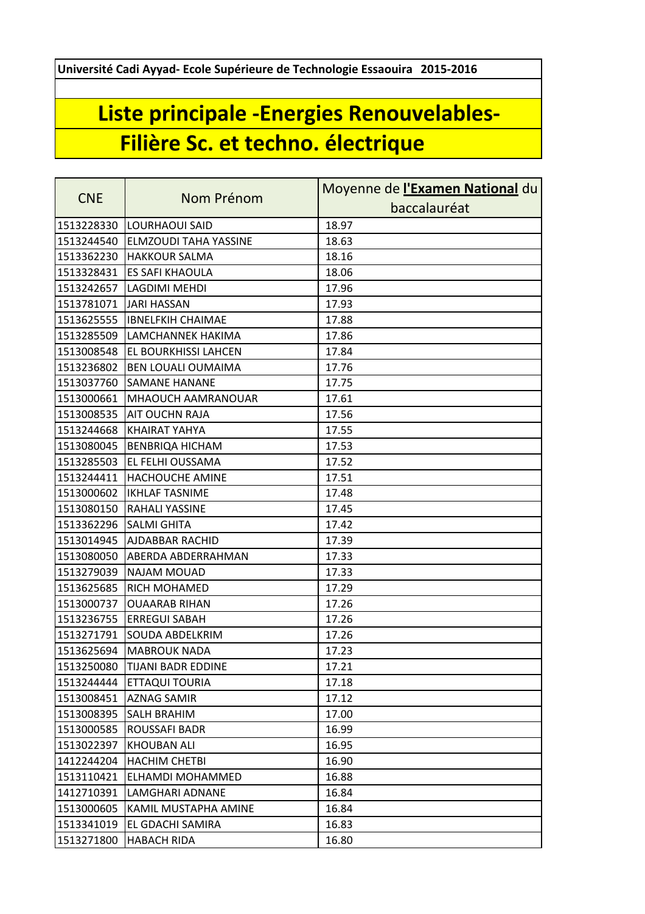Université Cadi Ayyad- Ecole Supérieure de Technologie Essaouira 2015-2016

# Liste principale -Energies Renouvelables-

## Filière Sc. et techno. électrique

| CNE | Nom Prénom | Moyenne de **l'Examen National** du baccalauréat |
|---|---|---|
| 1513228330 | LOURHAOUI SAID | 18.97 |
| 1513244540 | ELMZOUDI TAHA YASSINE | 18.63 |
| 1513362230 | HAKKOUR SALMA | 18.16 |
| 1513328431 | ES SAFI KHAOULA | 18.06 |
| 1513242657 | LAGDIMI MEHDI | 17.96 |
| 1513781071 | JARI HASSAN | 17.93 |
| 1513625555 | IBNELFKIH CHAIMAE | 17.88 |
| 1513285509 | LAMCHANNEK HAKIMA | 17.86 |
| 1513008548 | EL BOURKHISSI LAHCEN | 17.84 |
| 1513236802 | BEN LOUALI OUMAIMA | 17.76 |
| 1513037760 | SAMANE HANANE | 17.75 |
| 1513000661 | MHAOUCH AAMRANOUAR | 17.61 |
| 1513008535 | AIT OUCHN RAJA | 17.56 |
| 1513244668 | KHAIRAT YAHYA | 17.55 |
| 1513080045 | BENBRIQA HICHAM | 17.53 |
| 1513285503 | EL FELHI OUSSAMA | 17.52 |
| 1513244411 | HACHOUCHE AMINE | 17.51 |
| 1513000602 | IKHLAF TASNIME | 17.48 |
| 1513080150 | RAHALI YASSINE | 17.45 |
| 1513362296 | SALMI GHITA | 17.42 |
| 1513014945 | AJDABBAR RACHID | 17.39 |
| 1513080050 | ABERDA ABDERRAHMAN | 17.33 |
| 1513279039 | NAJAM MOUAD | 17.33 |
| 1513625685 | RICH MOHAMED | 17.29 |
| 1513000737 | OUAARAB RIHAN | 17.26 |
| 1513236755 | ERREGUI SABAH | 17.26 |
| 1513271791 | SOUDA ABDELKRIM | 17.26 |
| 1513625694 | MABROUK NADA | 17.23 |
| 1513250080 | TIJANI BADR EDDINE | 17.21 |
| 1513244444 | ETTAQUI TOURIA | 17.18 |
| 1513008451 | AZNAG SAMIR | 17.12 |
| 1513008395 | SALH BRAHIM | 17.00 |
| 1513000585 | ROUSSAFI BADR | 16.99 |
| 1513022397 | KHOUBAN ALI | 16.95 |
| 1412244204 | HACHIM CHETBI | 16.90 |
| 1513110421 | ELHAMDI MOHAMMED | 16.88 |
| 1412710391 | LAMGHARI ADNANE | 16.84 |
| 1513000605 | KAMIL MUSTAPHA AMINE | 16.84 |
| 1513341019 | EL GDACHI SAMIRA | 16.83 |
| 1513271800 | HABACH RIDA | 16.80 |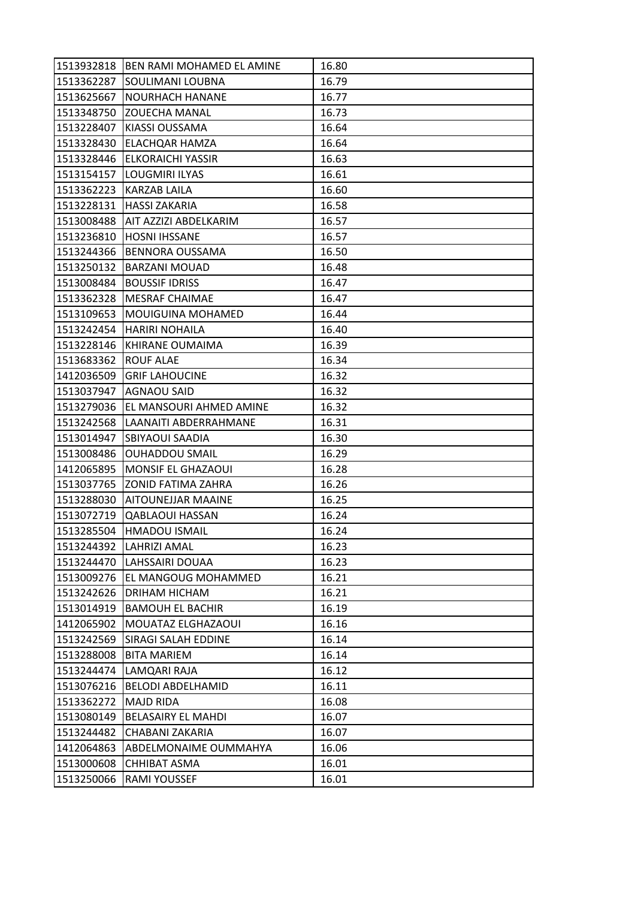| | | |
|---|---|---|
| 1513932818 | BEN RAMI MOHAMED EL AMINE | 16.80 |
| 1513362287 | SOULIMANI LOUBNA | 16.79 |
| 1513625667 | NOURHACH HANANE | 16.77 |
| 1513348750 | ZOUECHA MANAL | 16.73 |
| 1513228407 | KIASSI OUSSAMA | 16.64 |
| 1513328430 | ELACHQAR HAMZA | 16.64 |
| 1513328446 | ELKORAICHI YASSIR | 16.63 |
| 1513154157 | LOUGMIRI ILYAS | 16.61 |
| 1513362223 | KARZAB LAILA | 16.60 |
| 1513228131 | HASSI ZAKARIA | 16.58 |
| 1513008488 | AIT AZZIZI ABDELKARIM | 16.57 |
| 1513236810 | HOSNI IHSSANE | 16.57 |
| 1513244366 | BENNORA OUSSAMA | 16.50 |
| 1513250132 | BARZANI MOUAD | 16.48 |
| 1513008484 | BOUSSIF IDRISS | 16.47 |
| 1513362328 | MESRAF CHAIMAE | 16.47 |
| 1513109653 | MOUIGUINA MOHAMED | 16.44 |
| 1513242454 | HARIRI NOHAILA | 16.40 |
| 1513228146 | KHIRANE OUMAIMA | 16.39 |
| 1513683362 | ROUF ALAE | 16.34 |
| 1412036509 | GRIF LAHOUCINE | 16.32 |
| 1513037947 | AGNAOU SAID | 16.32 |
| 1513279036 | EL MANSOURI AHMED AMINE | 16.32 |
| 1513242568 | LAANAITI ABDERRAHMANE | 16.31 |
| 1513014947 | SBIYAOUI SAADIA | 16.30 |
| 1513008486 | OUHADDOU SMAIL | 16.29 |
| 1412065895 | MONSIF EL GHAZAOUI | 16.28 |
| 1513037765 | ZONID FATIMA ZAHRA | 16.26 |
| 1513288030 | AITOUNEJJAR MAAINE | 16.25 |
| 1513072719 | QABLAOUI HASSAN | 16.24 |
| 1513285504 | HMADOU ISMAIL | 16.24 |
| 1513244392 | LAHRIZI AMAL | 16.23 |
| 1513244470 | LAHSSAIRI DOUAA | 16.23 |
| 1513009276 | EL MANGOUG MOHAMMED | 16.21 |
| 1513242626 | DRIHAM HICHAM | 16.21 |
| 1513014919 | BAMOUH EL BACHIR | 16.19 |
| 1412065902 | MOUATAZ ELGHAZAOUI | 16.16 |
| 1513242569 | SIRAGI SALAH EDDINE | 16.14 |
| 1513288008 | BITA MARIEM | 16.14 |
| 1513244474 | LAMQARI RAJA | 16.12 |
| 1513076216 | BELODI ABDELHAMID | 16.11 |
| 1513362272 | MAJD RIDA | 16.08 |
| 1513080149 | BELASAIRY EL MAHDI | 16.07 |
| 1513244482 | CHABANI ZAKARIA | 16.07 |
| 1412064863 | ABDELMONAIME OUMMAHYA | 16.06 |
| 1513000608 | CHHIBAT ASMA | 16.01 |
| 1513250066 | RAMI YOUSSEF | 16.01 |